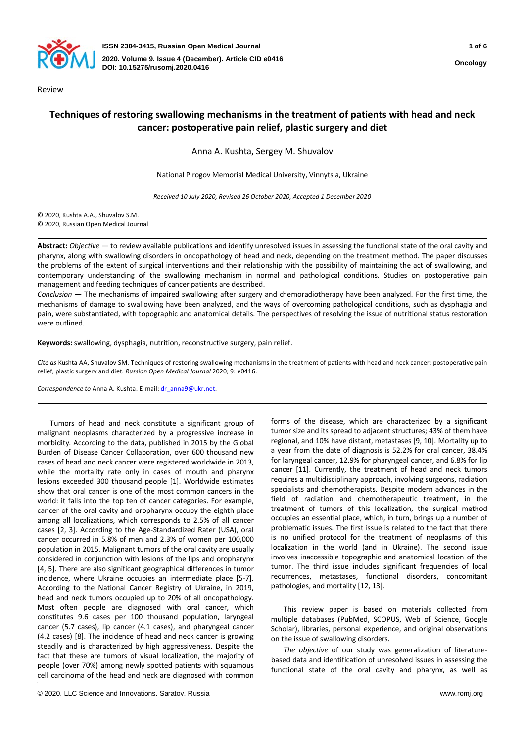Review

# Techniques of restoring swallowing mechanisms in the treatment of patients with head and neck cancer: postoperative pain relief, plastic surgery and diet

Anna A. Kushta, Sergey M. Shuvalov

National Pirogov Memorial Medical University, Vinnytsia, Ukraine

*Received 10 July 2020, Revised 26 October 2020, Accepted 1 December 2020*

© 2020, Kushta A.A., Shuvalov S.M.
© 2020, Russian Open Medical Journal

**Abstract:** *Objective* — to review available publications and identify unresolved issues in assessing the functional state of the oral cavity and pharynx, along with swallowing disorders in oncopathology of head and neck, depending on the treatment method. The paper discusses the problems of the extent of surgical interventions and their relationship with the possibility of maintaining the act of swallowing, and contemporary understanding of the swallowing mechanism in normal and pathological conditions. Studies on postoperative pain management and feeding techniques of cancer patients are described.
*Conclusion* — The mechanisms of impaired swallowing after surgery and chemoradiotherapy have been analyzed. For the first time, the mechanisms of damage to swallowing have been analyzed, and the ways of overcoming pathological conditions, such as dysphagia and pain, were substantiated, with topographic and anatomical details. The perspectives of resolving the issue of nutritional status restoration were outlined.

**Keywords:** swallowing, dysphagia, nutrition, reconstructive surgery, pain relief.

*Cite as* Kushta AA, Shuvalov SM. Techniques of restoring swallowing mechanisms in the treatment of patients with head and neck cancer: postoperative pain relief, plastic surgery and diet. *Russian Open Medical Journal* 2020; 9: e0416.

*Correspondence to* Anna A. Kushta. E-mail: dr_anna9@ukr.net.

Tumors of head and neck constitute a significant group of malignant neoplasms characterized by a progressive increase in morbidity. According to the data, published in 2015 by the Global Burden of Disease Cancer Collaboration, over 600 thousand new cases of head and neck cancer were registered worldwide in 2013, while the mortality rate only in cases of mouth and pharynx lesions exceeded 300 thousand people [1]. Worldwide estimates show that oral cancer is one of the most common cancers in the world: it falls into the top ten of cancer categories. For example, cancer of the oral cavity and oropharynx occupy the eighth place among all localizations, which corresponds to 2.5% of all cancer cases [2, 3]. According to the Age-Standardized Rater (USA), oral cancer occurred in 5.8% of men and 2.3% of women per 100,000 population in 2015. Malignant tumors of the oral cavity are usually considered in conjunction with lesions of the lips and oropharynx [4, 5]. There are also significant geographical differences in tumor incidence, where Ukraine occupies an intermediate place [5-7]. According to the National Cancer Registry of Ukraine, in 2019, head and neck tumors occupied up to 20% of all oncopathology. Most often people are diagnosed with oral cancer, which constitutes 9.6 cases per 100 thousand population, laryngeal cancer (5.7 cases), lip cancer (4.1 cases), and pharyngeal cancer (4.2 cases) [8]. The incidence of head and neck cancer is growing steadily and is characterized by high aggressiveness. Despite the fact that these are tumors of visual localization, the majority of people (over 70%) among newly spotted patients with squamous cell carcinoma of the head and neck are diagnosed with common forms of the disease, which are characterized by a significant tumor size and its spread to adjacent structures; 43% of them have regional, and 10% have distant, metastases [9, 10]. Mortality up to a year from the date of diagnosis is 52.2% for oral cancer, 38.4% for laryngeal cancer, 12.9% for pharyngeal cancer, and 6.8% for lip cancer [11]. Currently, the treatment of head and neck tumors requires a multidisciplinary approach, involving surgeons, radiation specialists and chemotherapists. Despite modern advances in the field of radiation and chemotherapeutic treatment, in the treatment of tumors of this localization, the surgical method occupies an essential place, which, in turn, brings up a number of problematic issues. The first issue is related to the fact that there is no unified protocol for the treatment of neoplasms of this localization in the world (and in Ukraine). The second issue involves inaccessible topographic and anatomical location of the tumor. The third issue includes significant frequencies of local recurrences, metastases, functional disorders, concomitant pathologies, and mortality [12, 13].

This review paper is based on materials collected from multiple databases (PubMed, SCOPUS, Web of Science, Google Scholar), libraries, personal experience, and original observations on the issue of swallowing disorders.

*The objective* of our study was generalization of literature-based data and identification of unresolved issues in assessing the functional state of the oral cavity and pharynx, as well as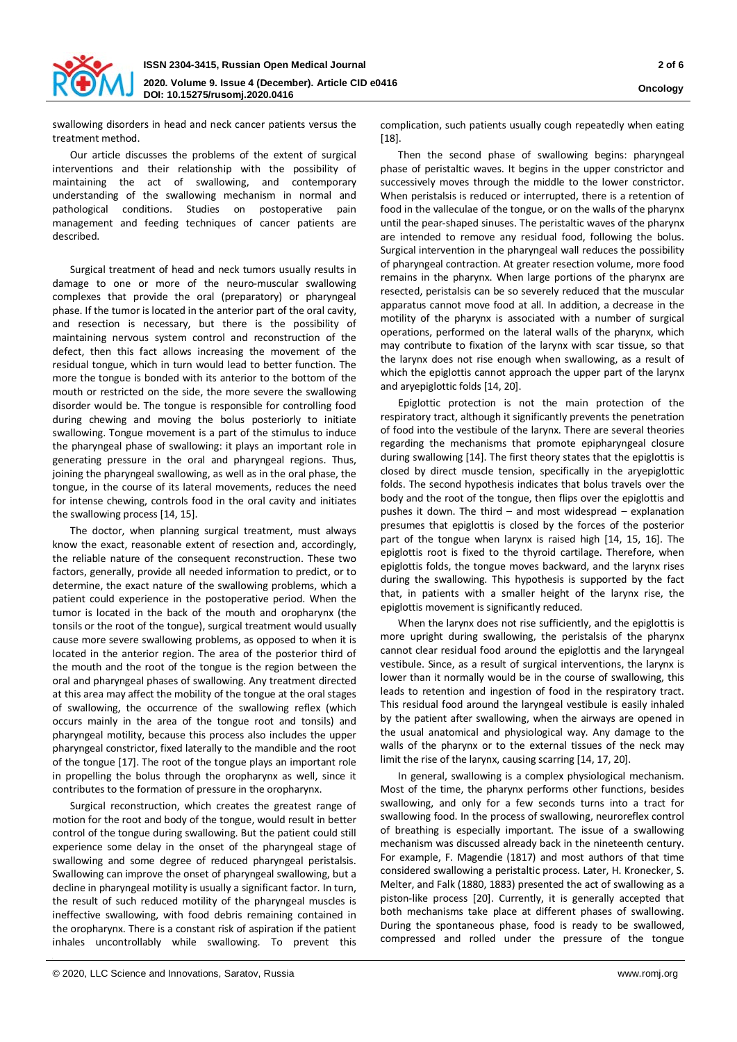swallowing disorders in head and neck cancer patients versus the treatment method.

Our article discusses the problems of the extent of surgical interventions and their relationship with the possibility of maintaining the act of swallowing, and contemporary understanding of the swallowing mechanism in normal and pathological conditions. Studies on postoperative pain management and feeding techniques of cancer patients are described.

Surgical treatment of head and neck tumors usually results in damage to one or more of the neuro-muscular swallowing complexes that provide the oral (preparatory) or pharyngeal phase. If the tumor is located in the anterior part of the oral cavity, and resection is necessary, but there is the possibility of maintaining nervous system control and reconstruction of the defect, then this fact allows increasing the movement of the residual tongue, which in turn would lead to better function. The more the tongue is bonded with its anterior to the bottom of the mouth or restricted on the side, the more severe the swallowing disorder would be. The tongue is responsible for controlling food during chewing and moving the bolus posteriorly to initiate swallowing. Tongue movement is a part of the stimulus to induce the pharyngeal phase of swallowing: it plays an important role in generating pressure in the oral and pharyngeal regions. Thus, joining the pharyngeal swallowing, as well as in the oral phase, the tongue, in the course of its lateral movements, reduces the need for intense chewing, controls food in the oral cavity and initiates the swallowing process [14, 15].

The doctor, when planning surgical treatment, must always know the exact, reasonable extent of resection and, accordingly, the reliable nature of the consequent reconstruction. These two factors, generally, provide all needed information to predict, or to determine, the exact nature of the swallowing problems, which a patient could experience in the postoperative period. When the tumor is located in the back of the mouth and oropharynx (the tonsils or the root of the tongue), surgical treatment would usually cause more severe swallowing problems, as opposed to when it is located in the anterior region. The area of the posterior third of the mouth and the root of the tongue is the region between the oral and pharyngeal phases of swallowing. Any treatment directed at this area may affect the mobility of the tongue at the oral stages of swallowing, the occurrence of the swallowing reflex (which occurs mainly in the area of the tongue root and tonsils) and pharyngeal motility, because this process also includes the upper pharyngeal constrictor, fixed laterally to the mandible and the root of the tongue [17]. The root of the tongue plays an important role in propelling the bolus through the oropharynx as well, since it contributes to the formation of pressure in the oropharynx.

Surgical reconstruction, which creates the greatest range of motion for the root and body of the tongue, would result in better control of the tongue during swallowing. But the patient could still experience some delay in the onset of the pharyngeal stage of swallowing and some degree of reduced pharyngeal peristalsis. Swallowing can improve the onset of pharyngeal swallowing, but a decline in pharyngeal motility is usually a significant factor. In turn, the result of such reduced motility of the pharyngeal muscles is ineffective swallowing, with food debris remaining contained in the oropharynx. There is a constant risk of aspiration if the patient inhales uncontrollably while swallowing. To prevent this complication, such patients usually cough repeatedly when eating [18].

Then the second phase of swallowing begins: pharyngeal phase of peristaltic waves. It begins in the upper constrictor and successively moves through the middle to the lower constrictor. When peristalsis is reduced or interrupted, there is a retention of food in the valleculae of the tongue, or on the walls of the pharynx until the pear-shaped sinuses. The peristaltic waves of the pharynx are intended to remove any residual food, following the bolus. Surgical intervention in the pharyngeal wall reduces the possibility of pharyngeal contraction. At greater resection volume, more food remains in the pharynx. When large portions of the pharynx are resected, peristalsis can be so severely reduced that the muscular apparatus cannot move food at all. In addition, a decrease in the motility of the pharynx is associated with a number of surgical operations, performed on the lateral walls of the pharynx, which may contribute to fixation of the larynx with scar tissue, so that the larynx does not rise enough when swallowing, as a result of which the epiglottis cannot approach the upper part of the larynx and aryepiglottic folds [14, 20].

Epiglottic protection is not the main protection of the respiratory tract, although it significantly prevents the penetration of food into the vestibule of the larynx. There are several theories regarding the mechanisms that promote epipharyngeal closure during swallowing [14]. The first theory states that the epiglottis is closed by direct muscle tension, specifically in the aryepiglottic folds. The second hypothesis indicates that bolus travels over the body and the root of the tongue, then flips over the epiglottis and pushes it down. The third – and most widespread – explanation presumes that epiglottis is closed by the forces of the posterior part of the tongue when larynx is raised high [14, 15, 16]. The epiglottis root is fixed to the thyroid cartilage. Therefore, when epiglottis folds, the tongue moves backward, and the larynx rises during the swallowing. This hypothesis is supported by the fact that, in patients with a smaller height of the larynx rise, the epiglottis movement is significantly reduced.

When the larynx does not rise sufficiently, and the epiglottis is more upright during swallowing, the peristalsis of the pharynx cannot clear residual food around the epiglottis and the laryngeal vestibule. Since, as a result of surgical interventions, the larynx is lower than it normally would be in the course of swallowing, this leads to retention and ingestion of food in the respiratory tract. This residual food around the laryngeal vestibule is easily inhaled by the patient after swallowing, when the airways are opened in the usual anatomical and physiological way. Any damage to the walls of the pharynx or to the external tissues of the neck may limit the rise of the larynx, causing scarring [14, 17, 20].

In general, swallowing is a complex physiological mechanism. Most of the time, the pharynx performs other functions, besides swallowing, and only for a few seconds turns into a tract for swallowing food. In the process of swallowing, neuroreflex control of breathing is especially important. The issue of a swallowing mechanism was discussed already back in the nineteenth century. For example, F. Magendie (1817) and most authors of that time considered swallowing a peristaltic process. Later, H. Kronecker, S. Melter, and Falk (1880, 1883) presented the act of swallowing as a piston-like process [20]. Currently, it is generally accepted that both mechanisms take place at different phases of swallowing. During the spontaneous phase, food is ready to be swallowed, compressed and rolled under the pressure of the tongue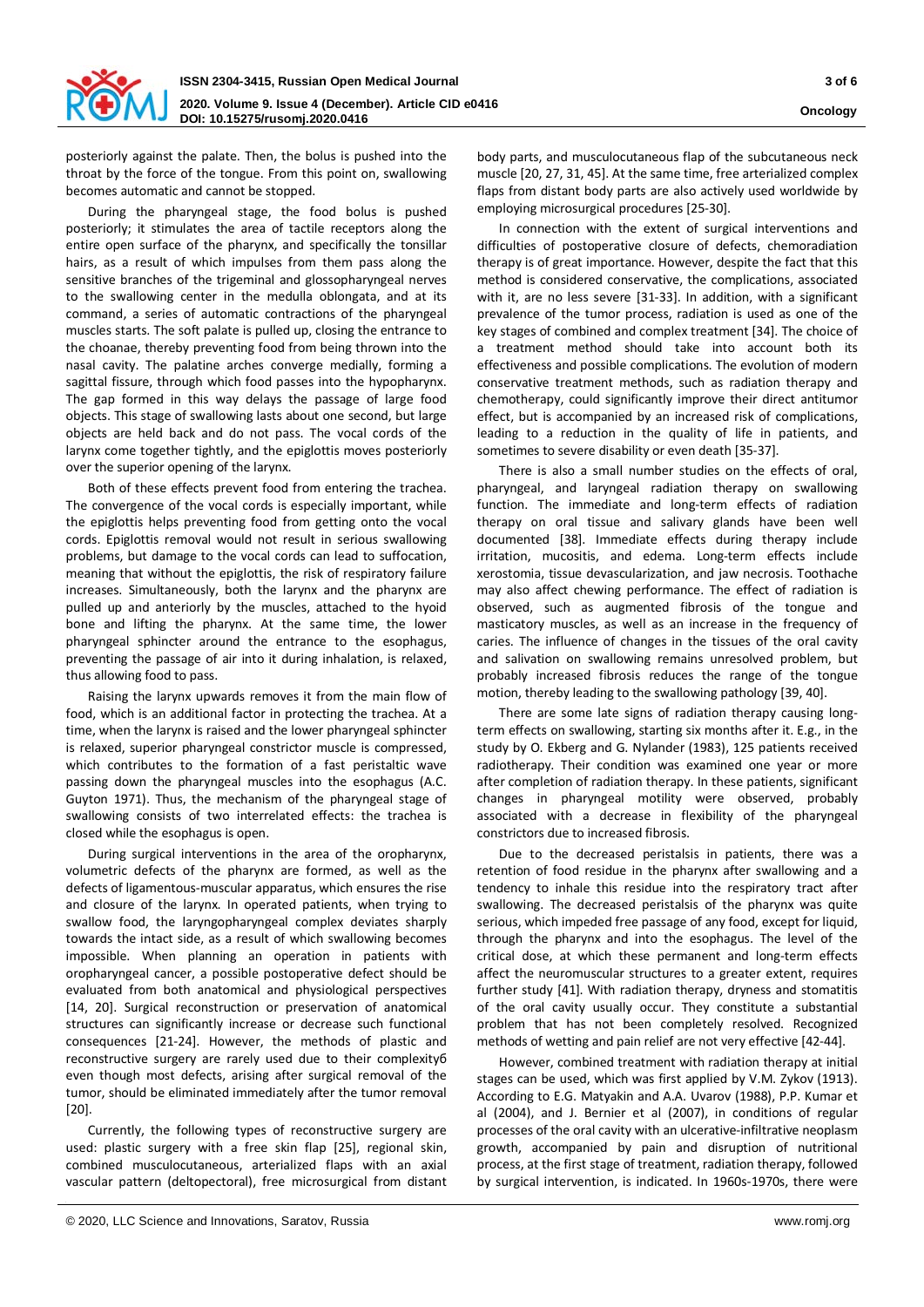posteriorly against the palate. Then, the bolus is pushed into the throat by the force of the tongue. From this point on, swallowing becomes automatic and cannot be stopped.

During the pharyngeal stage, the food bolus is pushed posteriorly; it stimulates the area of tactile receptors along the entire open surface of the pharynx, and specifically the tonsillar hairs, as a result of which impulses from them pass along the sensitive branches of the trigeminal and glossopharyngeal nerves to the swallowing center in the medulla oblongata, and at its command, a series of automatic contractions of the pharyngeal muscles starts. The soft palate is pulled up, closing the entrance to the choanae, thereby preventing food from being thrown into the nasal cavity. The palatine arches converge medially, forming a sagittal fissure, through which food passes into the hypopharynx. The gap formed in this way delays the passage of large food objects. This stage of swallowing lasts about one second, but large objects are held back and do not pass. The vocal cords of the larynx come together tightly, and the epiglottis moves posteriorly over the superior opening of the larynx.

Both of these effects prevent food from entering the trachea. The convergence of the vocal cords is especially important, while the epiglottis helps preventing food from getting onto the vocal cords. Epiglottis removal would not result in serious swallowing problems, but damage to the vocal cords can lead to suffocation, meaning that without the epiglottis, the risk of respiratory failure increases. Simultaneously, both the larynx and the pharynx are pulled up and anteriorly by the muscles, attached to the hyoid bone and lifting the pharynx. At the same time, the lower pharyngeal sphincter around the entrance to the esophagus, preventing the passage of air into it during inhalation, is relaxed, thus allowing food to pass.

Raising the larynx upwards removes it from the main flow of food, which is an additional factor in protecting the trachea. At a time, when the larynx is raised and the lower pharyngeal sphincter is relaxed, superior pharyngeal constrictor muscle is compressed, which contributes to the formation of a fast peristaltic wave passing down the pharyngeal muscles into the esophagus (A.C. Guyton 1971). Thus, the mechanism of the pharyngeal stage of swallowing consists of two interrelated effects: the trachea is closed while the esophagus is open.

During surgical interventions in the area of the oropharynx, volumetric defects of the pharynx are formed, as well as the defects of ligamentous-muscular apparatus, which ensures the rise and closure of the larynx. In operated patients, when trying to swallow food, the laryngopharyngeal complex deviates sharply towards the intact side, as a result of which swallowing becomes impossible. When planning an operation in patients with oropharyngeal cancer, a possible postoperative defect should be evaluated from both anatomical and physiological perspectives [14, 20]. Surgical reconstruction or preservation of anatomical structures can significantly increase or decrease such functional consequences [21-24]. However, the methods of plastic and reconstructive surgery are rarely used due to their complexityб even though most defects, arising after surgical removal of the tumor, should be eliminated immediately after the tumor removal [20].

Currently, the following types of reconstructive surgery are used: plastic surgery with a free skin flap [25], regional skin, combined musculocutaneous, arterialized flaps with an axial vascular pattern (deltopectoral), free microsurgical from distant body parts, and musculocutaneous flap of the subcutaneous neck muscle [20, 27, 31, 45]. At the same time, free arterialized complex flaps from distant body parts are also actively used worldwide by employing microsurgical procedures [25-30].

In connection with the extent of surgical interventions and difficulties of postoperative closure of defects, chemoradiation therapy is of great importance. However, despite the fact that this method is considered conservative, the complications, associated with it, are no less severe [31-33]. In addition, with a significant prevalence of the tumor process, radiation is used as one of the key stages of combined and complex treatment [34]. The choice of a treatment method should take into account both its effectiveness and possible complications. The evolution of modern conservative treatment methods, such as radiation therapy and chemotherapy, could significantly improve their direct antitumor effect, but is accompanied by an increased risk of complications, leading to a reduction in the quality of life in patients, and sometimes to severe disability or even death [35-37].

There is also a small number studies on the effects of oral, pharyngeal, and laryngeal radiation therapy on swallowing function. The immediate and long-term effects of radiation therapy on oral tissue and salivary glands have been well documented [38]. Immediate effects during therapy include irritation, mucositis, and edema. Long-term effects include xerostomia, tissue devascularization, and jaw necrosis. Toothache may also affect chewing performance. The effect of radiation is observed, such as augmented fibrosis of the tongue and masticatory muscles, as well as an increase in the frequency of caries. The influence of changes in the tissues of the oral cavity and salivation on swallowing remains unresolved problem, but probably increased fibrosis reduces the range of the tongue motion, thereby leading to the swallowing pathology [39, 40].

There are some late signs of radiation therapy causing long-term effects on swallowing, starting six months after it. E.g., in the study by O. Ekberg and G. Nylander (1983), 125 patients received radiotherapy. Their condition was examined one year or more after completion of radiation therapy. In these patients, significant changes in pharyngeal motility were observed, probably associated with a decrease in flexibility of the pharyngeal constrictors due to increased fibrosis.

Due to the decreased peristalsis in patients, there was a retention of food residue in the pharynx after swallowing and a tendency to inhale this residue into the respiratory tract after swallowing. The decreased peristalsis of the pharynx was quite serious, which impeded free passage of any food, except for liquid, through the pharynx and into the esophagus. The level of the critical dose, at which these permanent and long-term effects affect the neuromuscular structures to a greater extent, requires further study [41]. With radiation therapy, dryness and stomatitis of the oral cavity usually occur. They constitute a substantial problem that has not been completely resolved. Recognized methods of wetting and pain relief are not very effective [42-44].

However, combined treatment with radiation therapy at initial stages can be used, which was first applied by V.M. Zykov (1913). According to E.G. Matyakin and A.A. Uvarov (1988), P.P. Kumar et al (2004), and J. Bernier et al (2007), in conditions of regular processes of the oral cavity with an ulcerative-infiltrative neoplasm growth, accompanied by pain and disruption of nutritional process, at the first stage of treatment, radiation therapy, followed by surgical intervention, is indicated. In 1960s-1970s, there were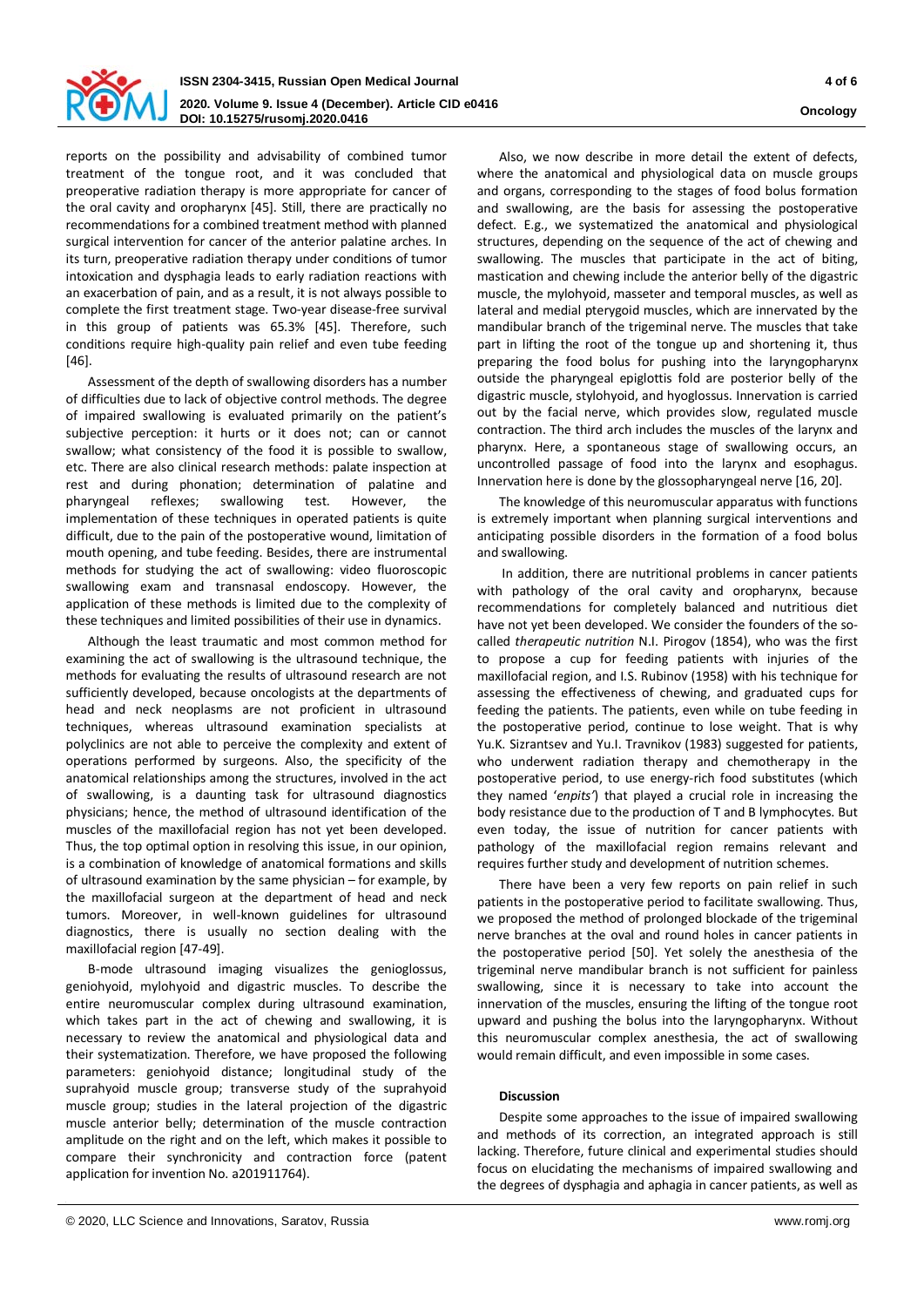reports on the possibility and advisability of combined tumor treatment of the tongue root, and it was concluded that preoperative radiation therapy is more appropriate for cancer of the oral cavity and oropharynx [45]. Still, there are practically no recommendations for a combined treatment method with planned surgical intervention for cancer of the anterior palatine arches. In its turn, preoperative radiation therapy under conditions of tumor intoxication and dysphagia leads to early radiation reactions with an exacerbation of pain, and as a result, it is not always possible to complete the first treatment stage. Two-year disease-free survival in this group of patients was 65.3% [45]. Therefore, such conditions require high-quality pain relief and even tube feeding [46].

Assessment of the depth of swallowing disorders has a number of difficulties due to lack of objective control methods. The degree of impaired swallowing is evaluated primarily on the patient's subjective perception: it hurts or it does not; can or cannot swallow; what consistency of the food it is possible to swallow, etc. There are also clinical research methods: palate inspection at rest and during phonation; determination of palatine and pharyngeal reflexes; swallowing test. However, the implementation of these techniques in operated patients is quite difficult, due to the pain of the postoperative wound, limitation of mouth opening, and tube feeding. Besides, there are instrumental methods for studying the act of swallowing: video fluoroscopic swallowing exam and transnasal endoscopy. However, the application of these methods is limited due to the complexity of these techniques and limited possibilities of their use in dynamics.

Although the least traumatic and most common method for examining the act of swallowing is the ultrasound technique, the methods for evaluating the results of ultrasound research are not sufficiently developed, because oncologists at the departments of head and neck neoplasms are not proficient in ultrasound techniques, whereas ultrasound examination specialists at polyclinics are not able to perceive the complexity and extent of operations performed by surgeons. Also, the specificity of the anatomical relationships among the structures, involved in the act of swallowing, is a daunting task for ultrasound diagnostics physicians; hence, the method of ultrasound identification of the muscles of the maxillofacial region has not yet been developed. Thus, the top optimal option in resolving this issue, in our opinion, is a combination of knowledge of anatomical formations and skills of ultrasound examination by the same physician – for example, by the maxillofacial surgeon at the department of head and neck tumors. Moreover, in well-known guidelines for ultrasound diagnostics, there is usually no section dealing with the maxillofacial region [47-49].

B-mode ultrasound imaging visualizes the genioglossus, geniohyoid, mylohyoid and digastric muscles. To describe the entire neuromuscular complex during ultrasound examination, which takes part in the act of chewing and swallowing, it is necessary to review the anatomical and physiological data and their systematization. Therefore, we have proposed the following parameters: geniohyoid distance; longitudinal study of the suprahyoid muscle group; transverse study of the suprahyoid muscle group; studies in the lateral projection of the digastric muscle anterior belly; determination of the muscle contraction amplitude on the right and on the left, which makes it possible to compare their synchronicity and contraction force (patent application for invention No. a201911764).

Also, we now describe in more detail the extent of defects, where the anatomical and physiological data on muscle groups and organs, corresponding to the stages of food bolus formation and swallowing, are the basis for assessing the postoperative defect. E.g., we systematized the anatomical and physiological structures, depending on the sequence of the act of chewing and swallowing. The muscles that participate in the act of biting, mastication and chewing include the anterior belly of the digastric muscle, the mylohyoid, masseter and temporal muscles, as well as lateral and medial pterygoid muscles, which are innervated by the mandibular branch of the trigeminal nerve. The muscles that take part in lifting the root of the tongue up and shortening it, thus preparing the food bolus for pushing into the laryngopharynx outside the pharyngeal epiglottis fold are posterior belly of the digastric muscle, stylohyoid, and hyoglossus. Innervation is carried out by the facial nerve, which provides slow, regulated muscle contraction. The third arch includes the muscles of the larynx and pharynx. Here, a spontaneous stage of swallowing occurs, an uncontrolled passage of food into the larynx and esophagus. Innervation here is done by the glossopharyngeal nerve [16, 20].

The knowledge of this neuromuscular apparatus with functions is extremely important when planning surgical interventions and anticipating possible disorders in the formation of a food bolus and swallowing.

In addition, there are nutritional problems in cancer patients with pathology of the oral cavity and oropharynx, because recommendations for completely balanced and nutritious diet have not yet been developed. We consider the founders of the so-called *therapeutic nutrition* N.I. Pirogov (1854), who was the first to propose a cup for feeding patients with injuries of the maxillofacial region, and I.S. Rubinov (1958) with his technique for assessing the effectiveness of chewing, and graduated cups for feeding the patients. The patients, even while on tube feeding in the postoperative period, continue to lose weight. That is why Yu.K. Sizrantsev and Yu.I. Travnikov (1983) suggested for patients, who underwent radiation therapy and chemotherapy in the postoperative period, to use energy-rich food substitutes (which they named '*enpits*') that played a crucial role in increasing the body resistance due to the production of T and B lymphocytes. But even today, the issue of nutrition for cancer patients with pathology of the maxillofacial region remains relevant and requires further study and development of nutrition schemes.

There have been a very few reports on pain relief in such patients in the postoperative period to facilitate swallowing. Thus, we proposed the method of prolonged blockade of the trigeminal nerve branches at the oval and round holes in cancer patients in the postoperative period [50]. Yet solely the anesthesia of the trigeminal nerve mandibular branch is not sufficient for painless swallowing, since it is necessary to take into account the innervation of the muscles, ensuring the lifting of the tongue root upward and pushing the bolus into the laryngopharynx. Without this neuromuscular complex anesthesia, the act of swallowing would remain difficult, and even impossible in some cases.

## Discussion

Despite some approaches to the issue of impaired swallowing and methods of its correction, an integrated approach is still lacking. Therefore, future clinical and experimental studies should focus on elucidating the mechanisms of impaired swallowing and the degrees of dysphagia and aphagia in cancer patients, as well as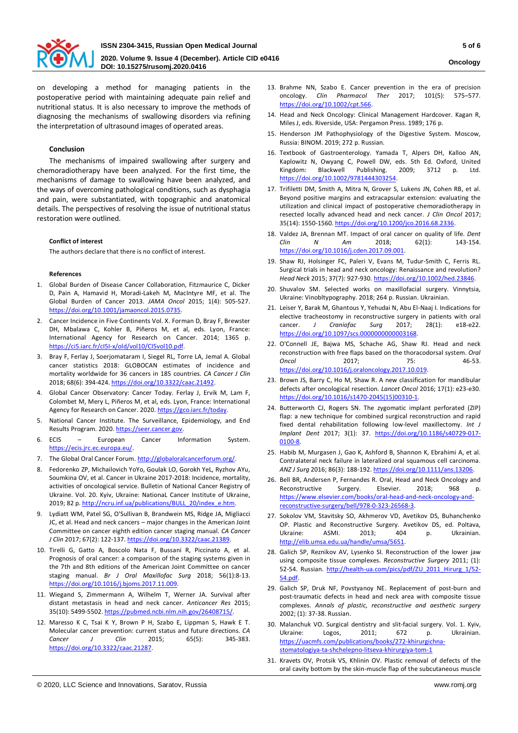on developing a method for managing patients in the postoperative period with maintaining adequate pain relief and nutritional status. It is also necessary to improve the methods of diagnosing the mechanisms of swallowing disorders via refining the interpretation of ultrasound images of operated areas.

## Conclusion

The mechanisms of impaired swallowing after surgery and chemoradiotherapy have been analyzed. For the first time, the mechanisms of damage to swallowing have been analyzed, and the ways of overcoming pathological conditions, such as dysphagia and pain, were substantiated, with topographic and anatomical details. The perspectives of resolving the issue of nutritional status restoration were outlined.

#### Conflict of interest

The authors declare that there is no conflict of interest.

#### References

1. Global Burden of Disease Cancer Collaboration, Fitzmaurice C, Dicker D, Pain A, Hamavid H, Moradi-Lakeh M, MacIntyre MF, et al. The Global Burden of Cancer 2013. *JAMA Oncol* 2015; 1(4): 505-527. https://doi.org/10.1001/jamaoncol.2015.0735.
2. Cancer Incidence in Five Continents Vol. X. Forman D, Bray F, Brewster DH, Mbalawa C, Kohler B, Piñeros M, et al, eds. Lyon, France: International Agency for Research on Cancer. 2014; 1365 p. https://ci5.iarc.fr/cI5I-x/old/vol10/CI5vol10.pdf.
3. Bray F, Ferlay J, Soerjomataram I, Siegel RL, Torre LA, Jemal A. Global cancer statistics 2018: GLOBOCAN estimates of incidence and mortality worldwide for 36 cancers in 185 countries. *CA Cancer J Clin* 2018; 68(6): 394-424. https://doi.org/10.3322/caac.21492.
4. Global Cancer Observatory: Cancer Today. Ferlay J, Ervik M, Lam F, Colombet M, Mery L, Piñeros M, et al, eds. Lyon, France: International Agency for Research on Cancer. 2020. https://gco.iarc.fr/today.
5. National Cancer Institute. The Surveillance, Epidemiology, and End Results Program. 2020. https://seer.cancer.gov.
6. ECIS – European Cancer Information System. https://ecis.jrc.ec.europa.eu/.
7. The Global Oral Cancer Forum. http://globaloralcancerforum.org/.
8. Fedorenko ZP, Michailovich YoYo, Goulak LO, Gorokh YeL, Ryzhov AYu, Soumkina OV, et al. Cancer in Ukraine 2017-2018: Incidence, mortality, activities of oncological service. Bulletin of National Cancer Registry of Ukraine. Vol. 20. Kyiv, Ukraine: NationaL Cancer Institute of Ukraine, 2019; 82 p. http://ncru.inf.ua/publications/BULL_20/index_e.htm.
9. Lydiatt WM, Patel SG, O'Sullivan B, Brandwein MS, Ridge JA, Migliacci JC, et al. Head and neck cancers – major changes in the American Joint Committee on cancer eighth edition cancer staging manual. *CA Cancer J Clin* 2017; 67(2): 122-137. https://doi.org/10.3322/caac.21389.
10. Tirelli G, Gatto A, Boscolo Nata F, Bussani R, Piccinato A, et al. Prognosis of oral cancer: a comparison of the staging systems given in the 7th and 8th editions of the American Joint Committee on cancer staging manual. *Br J Oral Maxillofac Surg* 2018; 56(1):8-13. https://doi.org/10.1016/j.bjoms.2017.11.009.
11. Wiegand S, Zimmermann A, Wilhelm T, Werner JA. Survival after distant metastasis in head and neck cancer. *Anticancer Res* 2015; 35(10): 5499-5502. https://pubmed.ncbi.nlm.nih.gov/26408715/.
12. Maresso K C, Tsai K Y, Brown P H, Szabo E, Lippman S, Hawk E T. Molecular cancer prevention: current status and future directions. *CA Cancer J Clin* 2015; 65(5): 345-383. https://doi.org/10.3322/caac.21287.
13. Brahme NN, Szabo E. Cancer prevention in the era of precision oncology. *Clin Pharmacol Ther* 2017; 101(5): 575–577. https://doi.org/10.1002/cpt.566.
14. Head and Neck Oncology: Clinical Management Hardcover. Kagan R, Miles J, eds. Riverside, USA: Pergamon Press. 1989; 176 p.
15. Henderson JM Pathophysiology of the Digestive System. Moscow, Russia: BINOM. 2019; 272 p. Russian.
16. Textbook of Gastroenterology. Yamada T, Alpers DH, Kalloo AN, Kaplowitz N, Owyang C, Powell DW, eds. 5th Ed. Oxford, United Kingdom: Blackwell Publishing. 2009; 3712 p. Ltd. https://doi.org/10.1002/9781444303254.
17. Trifiletti DM, Smith A, Mitra N, Grover S, Lukens JN, Cohen RB, et al. Beyond positive margins and extracapsular extension: evaluating the utilization and clinical impact of postoperative chemoradiotherapy in resected locally advanced head and neck cancer. *J Clin Oncol* 2017; 35(14): 1550-1560. https://doi.org/10.1200/jco.2016.68.2336.
18. Valdez JA, Brennan MT. Impact of oral cancer on quality of life. *Dent Clin N Am* 2018; 62(1): 143-154. https://doi.org/10.1016/j.cden.2017.09.001.
19. Shaw RJ, Holsinger FC, Paleri V, Evans M, Tudur-Smith C, Ferris RL. Surgical trials in head and neck oncology: Renaissance and revolution? *Head Neck* 2015; 37(7): 927-930. https://doi.org/10.1002/hed.23846.
20. Shuvalov SM. Selected works on maxillofacial surgery. Vinnytsia, Ukraine: Vinobltypography. 2018; 264 p. Russian. Ukrainian.
21. Leiser Y, Barak M, Ghantous Y, Yehudai N, Abu El-Naaj I. Indications for elective tracheostomy in reconstructive surgery in patients with oral cancer. *J Craniofac Surg* 2017; 28(1): e18-e22. https://doi.org/10.1097/scs.0000000000003168.
22. O'Connell JE, Bajwa MS, Schache AG, Shaw RJ. Head and neck reconstruction with free flaps based on the thoracodorsal system. *Oral Oncol* 2017; 75: 46-53. https://doi.org/10.1016/j.oraloncology.2017.10.019.
23. Brown JS, Barry C, Ho M, Shaw R. A new classification for mandibular defects after oncological resection. *Lancet Oncol* 2016; 17(1): e23-e30. https://doi.org/10.1016/s1470-2045(15)00310-1.
24. Butterworth CJ, Rogers SN. The zygomatic implant perforated (ZIP) flap: a new technique for combined surgical reconstruction and rapid fixed dental rehabilitation following low-level maxillectomy. *Int J Implant Dent* 2017; 3(1): 37. https://doi.org/10.1186/s40729-017-0100-8.
25. Habib M, Murgasen J, Gao K, Ashford B, Shannon K, Ebrahimi A, et al. Contralateral neck failure in lateralized oral squamous cell carcinoma. *ANZ J Surg* 2016; 86(3): 188-192. https://doi.org/10.1111/ans.13206.
26. Bell BR, Andersen P, Fernandes R. Oral, Head and Neck Oncology and Reconstructive Surgery. Elsevier. 2018; 968 p. https://www.elsevier.com/books/oral-head-and-neck-oncology-and-reconstructive-surgery/bell/978-0-323-26568-3.
27. Sokolov VM, Stavitsky SO, Akhmerov VD, Avetikov DS, Buhanchenko OP. Plastic and Reconstructive Surgery. Avetikov DS, ed. Poltava, Ukraine: ASMI. 2013; 404 p. Ukrainian. http://elib.umsa.edu.ua/handle/umsa/5651.
28. Galich SP, Reznikov AV, Lysenko SI. Reconstruction of the lower jaw using composite tissue complexes. *Reconstructive Surgery* 2011; (1): 52-54. Russian. http://health-ua.com/pics/pdf/ZU_2011_Hirurg_1/52-54.pdf.
29. Galich SP, Druk NF, Povstyanoy NE. Replacement of post-burn and post-traumatic defects in head and neck area with composite tissue complexes. *Annals of plastic, reconstructive and aesthetic surgery* 2002; (1): 37-38. Russian.
30. Malanchuk VO. Surgical dentistry and slit-facial surgery. Vol. 1. Kyiv, Ukraine: Logos, 2011; 672 p. Ukrainian. https://uacmfs.com/publications/books/272-khirurgichna-stomatologiya-ta-shchelepno-litseva-khirurgiya-tom-1
31. Kravets OV, Protsik VS, Khlinin OV. Plastic removal of defects of the oral cavity bottom by the skin-muscle flap of the subcutaneous muscle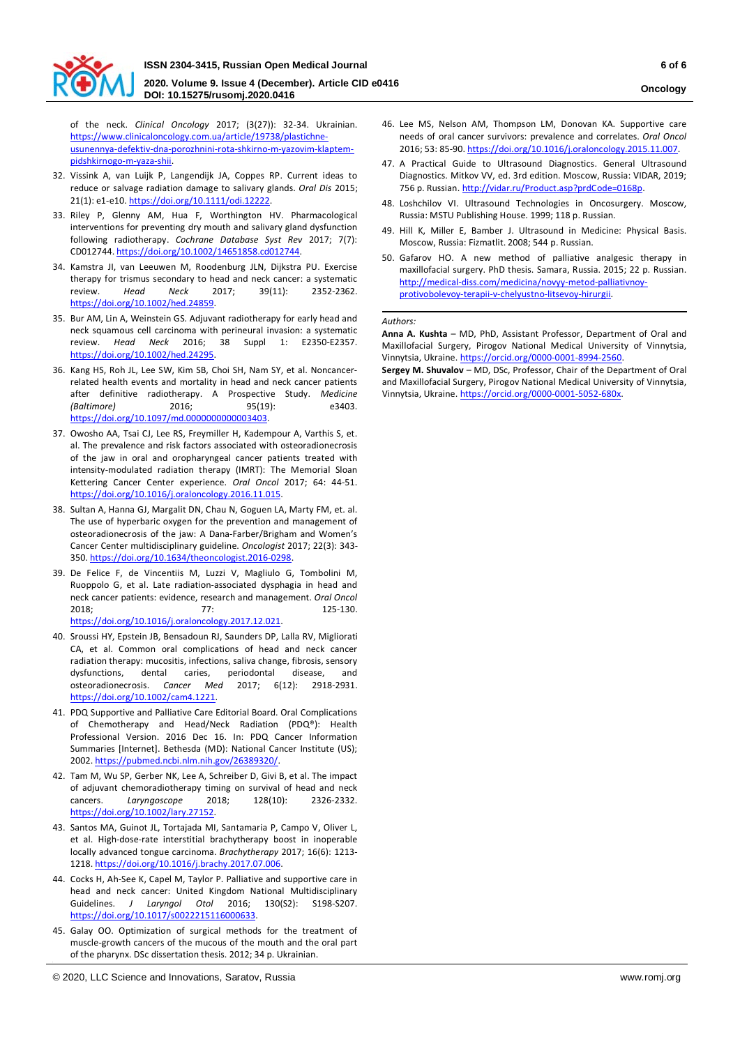of the neck. *Clinical Oncology* 2017; (3(27)): 32-34. Ukrainian. https://www.clinicaloncology.com.ua/article/19738/plastichne-usunennya-defektiv-dna-porozhnini-rota-shkirno-m-yazovim-klaptem-pidshkirnogo-m-yaza-shii.

32. Vissink A, van Luijk P, Langendijk JA, Coppes RP. Current ideas to reduce or salvage radiation damage to salivary glands. *Oral Dis* 2015; 21(1): e1-e10. https://doi.org/10.1111/odi.12222.
33. Riley P, Glenny AM, Hua F, Worthington HV. Pharmacological interventions for preventing dry mouth and salivary gland dysfunction following radiotherapy. *Cochrane Database Syst Rev* 2017; 7(7): CD012744. https://doi.org/10.1002/14651858.cd012744.
34. Kamstra JI, van Leeuwen M, Roodenburg JLN, Dijkstra PU. Exercise therapy for trismus secondary to head and neck cancer: a systematic review. *Head Neck* 2017; 39(11): 2352-2362. https://doi.org/10.1002/hed.24859.
35. Bur AM, Lin A, Weinstein GS. Adjuvant radiotherapy for early head and neck squamous cell carcinoma with perineural invasion: a systematic review. *Head Neck* 2016; 38 Suppl 1: E2350-E2357. https://doi.org/10.1002/hed.24295.
36. Kang HS, Roh JL, Lee SW, Kim SB, Choi SH, Nam SY, et al. Noncancer-related health events and mortality in head and neck cancer patients after definitive radiotherapy. A Prospective Study. *Medicine (Baltimore)* 2016; 95(19): e3403. https://doi.org/10.1097/md.0000000000003403.
37. Owosho AA, Tsai CJ, Lee RS, Freymiller H, Kadempour A, Varthis S, et. al. The prevalence and risk factors associated with osteoradionecrosis of the jaw in oral and oropharyngeal cancer patients treated with intensity-modulated radiation therapy (IMRT): The Memorial Sloan Kettering Cancer Center experience. *Oral Oncol* 2017; 64: 44-51. https://doi.org/10.1016/j.oraloncology.2016.11.015.
38. Sultan A, Hanna GJ, Margalit DN, Chau N, Goguen LA, Marty FM, et. al. The use of hyperbaric oxygen for the prevention and management of osteoradionecrosis of the jaw: A Dana-Farber/Brigham and Women's Cancer Center multidisciplinary guideline. *Oncologist* 2017; 22(3): 343-350. https://doi.org/10.1634/theoncologist.2016-0298.
39. De Felice F, de Vincentiis M, Luzzi V, Magliulo G, Tombolini M, Ruoppolo G, et al. Late radiation-associated dysphagia in head and neck cancer patients: evidence, research and management. *Oral Oncol* 2018; 77: 125-130. https://doi.org/10.1016/j.oraloncology.2017.12.021.
40. Sroussi HY, Epstein JB, Bensadoun RJ, Saunders DP, Lalla RV, Migliorati CA, et al. Common oral complications of head and neck cancer radiation therapy: mucositis, infections, saliva change, fibrosis, sensory dysfunctions, dental caries, periodontal disease, and osteoradionecrosis. *Cancer Med* 2017; 6(12): 2918-2931. https://doi.org/10.1002/cam4.1221.
41. PDQ Supportive and Palliative Care Editorial Board. Oral Complications of Chemotherapy and Head/Neck Radiation (PDQ®): Health Professional Version. 2016 Dec 16. In: PDQ Cancer Information Summaries [Internet]. Bethesda (MD): National Cancer Institute (US); 2002. https://pubmed.ncbi.nlm.nih.gov/26389320/.
42. Tam M, Wu SP, Gerber NK, Lee A, Schreiber D, Givi B, et al. The impact of adjuvant chemoradiotherapy timing on survival of head and neck cancers. *Laryngoscope* 2018; 128(10): 2326-2332. https://doi.org/10.1002/lary.27152.
43. Santos MA, Guinot JL, Tortajada MI, Santamaria P, Campo V, Oliver L, et al. High-dose-rate interstitial brachytherapy boost in inoperable locally advanced tongue carcinoma. *Brachytherapy* 2017; 16(6): 1213-1218. https://doi.org/10.1016/j.brachy.2017.07.006.
44. Cocks H, Ah-See K, Capel M, Taylor P. Palliative and supportive care in head and neck cancer: United Kingdom National Multidisciplinary Guidelines. *J Laryngol Otol* 2016; 130(S2): S198-S207. https://doi.org/10.1017/s0022215116000633.
45. Galay OO. Optimization of surgical methods for the treatment of muscle-growth cancers of the mucous of the mouth and the oral part of the pharynx. DSc dissertation thesis. 2012; 34 p. Ukrainian.
46. Lee MS, Nelson AM, Thompson LM, Donovan KA. Supportive care needs of oral cancer survivors: prevalence and correlates. *Oral Oncol* 2016; 53: 85-90. https://doi.org/10.1016/j.oraloncology.2015.11.007.
47. A Practical Guide to Ultrasound Diagnostics. General Ultrasound Diagnostics. Mitkov VV, ed. 3rd edition. Moscow, Russia: VIDAR, 2019; 756 p. Russian. http://vidar.ru/Product.asp?prdCode=0168p.
48. Loshchilov VI. Ultrasound Technologies in Oncosurgery. Moscow, Russia: MSTU Publishing House. 1999; 118 p. Russian.
49. Hill K, Miller E, Bamber J. Ultrasound in Medicine: Physical Basis. Moscow, Russia: Fizmatlit. 2008; 544 p. Russian.
50. Gafarov HO. A new method of palliative analgesic therapy in maxillofacial surgery. PhD thesis. Samara, Russia. 2015; 22 p. Russian. http://medical-diss.com/medicina/novyy-metod-palliativnoy-protivobolevoy-terapii-v-chelyustno-litsevoy-hirurgii.

*Authors:*

**Anna A. Kushta** – MD, PhD, Assistant Professor, Department of Oral and Maxillofacial Surgery, Pirogov National Medical University of Vinnytsia, Vinnytsia, Ukraine. https://orcid.org/0000-0001-8994-2560.

**Sergey M. Shuvalov** – MD, DSc, Professor, Chair of the Department of Oral and Maxillofacial Surgery, Pirogov National Medical University of Vinnytsia, Vinnytsia, Ukraine. https://orcid.org/0000-0001-5052-680x.